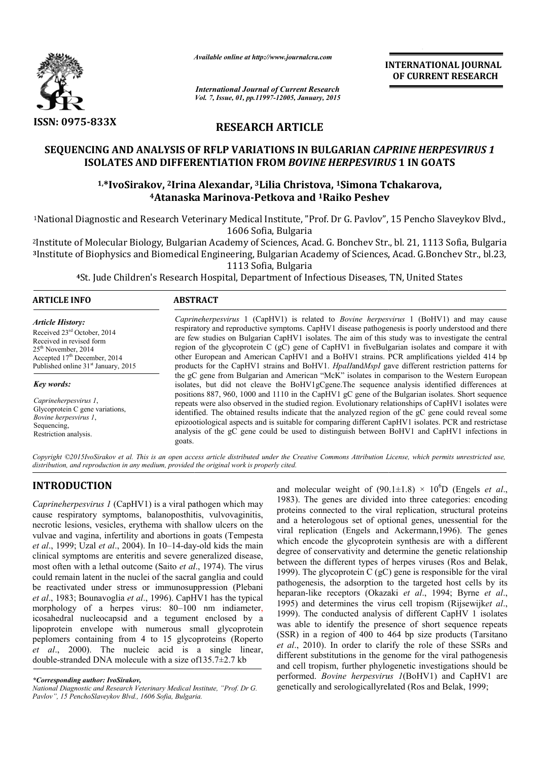Available online at http://www.journalcra.com

International Journal of Current Research
Vol. 7, Issue, 01, pp.11997-12005, January, 2015

INTERNATIONAL JOURNAL OF CURRENT RESEARCH

ISSN: 0975-833X

## RESEARCH ARTICLE

# SEQUENCING AND ANALYSIS OF RFLP VARIATIONS IN BULGARIAN *CAPRINE HERPESVIRUS 1* ISOLATES AND DIFFERENTIATION FROM *BOVINE HERPESVIRUS* 1 IN GOATS

[1,*]IvoSirakov, [2]Irina Alexandar, [3]Lilia Christova, [1]Simona Tchakarova, [4]Atanaska Marinova-Petkova and [1]Raiko Peshev

[1]National Diagnostic and Research Veterinary Medical Institute, "Prof. Dr G. Pavlov", 15 Pencho Slaveykov Blvd., 1606 Sofia, Bulgaria

[2]Institute of Molecular Biology, Bulgarian Academy of Sciences, Acad. G. Bonchev Str., bl. 21, 1113 Sofia, Bulgaria

[3]Institute of Biophysics and Biomedical Engineering, Bulgarian Academy of Sciences, Acad. G.Bonchev Str., bl.23, 1113 Sofia, Bulgaria

[4]St. Jude Children's Research Hospital, Department of Infectious Diseases, TN, United States

**ARTICLE INFO**

*Article History:*

Received 23[rd] October, 2014
Received in revised form 25[th] November, 2014
Accepted 17[th] December, 2014
Published online 31[st] January, 2015

*Key words:*

*Caprineherpesvirus 1*,
Glycoprotein C gene variations,
*Bovine herpesvirus 1*,
Sequencing,
Restriction analysis.

**ABSTRACT**

*Caprineherpesvirus* 1 (CapHV1) is related to *Bovine herpesvirus* 1 (BoHV1) and may cause respiratory and reproductive symptoms. CapHV1 disease pathogenesis is poorly understood and there are few studies on Bulgarian CapHV1 isolates. The aim of this study was to investigate the central region of the glycoprotein C (gC) gene of CapHV1 in fiveBulgarian isolates and compare it with other European and American CapHV1 and a BoHV1 strains. PCR amplifications yielded 414 bp products for the CapHV1 strains and BoHV1. *HpaII*and*MspI* gave different restriction patterns for the gC gene from Bulgarian and American "McK" isolates in comparison to the Western European isolates, but did not cleave the BoHV1gCgene.The sequence analysis identified differences at positions 887, 960, 1000 and 1110 in the CapHV1 gC gene of the Bulgarian isolates. Short sequence repeats were also observed in the studied region. Evolutionary relationships of CapHV1 isolates were identified. The obtained results indicate that the analyzed region of the gC gene could reveal some epizootiological aspects and is suitable for comparing different CapHV1 isolates. PCR and restrictase analysis of the gC gene could be used to distinguish between BoHV1 and CapHV1 infections in goats.

*Copyright ©2015IvoSirakov et al. This is an open access article distributed under the Creative Commons Attribution License, which permits unrestricted use, distribution, and reproduction in any medium, provided the original work is properly cited.*

## INTRODUCTION

*Caprineherpesvirus 1* (CapHV1) is a viral pathogen which may cause respiratory symptoms, balanoposthitis, vulvovaginitis, necrotic lesions, vesicles, erythema with shallow ulcers on the vulvae and vagina, infertility and abortions in goats (Tempesta *et al*., 1999; Uzal *et al*., 2004). In 10–14-day-old kids the main clinical symptoms are enteritis and severe generalized disease, most often with a lethal outcome (Saito *et al*., 1974). The virus could remain latent in the nuclei of the sacral ganglia and could be reactivated under stress or immunosuppression (Plebani *et al*., 1983; Bounavoglia *et al*., 1996). CapHV1 has the typical morphology of a herpes virus: 80–100 nm indiameter, icosahedral nucleocapsid and a tegument enclosed by a lipoprotein envelope with numerous small glycoprotein peplomers containing from 4 to 15 glycoproteins (Roperto *et al*., 2000). The nucleic acid is a single linear, double-stranded DNA molecule with a size of135.7±2.7 kb and molecular weight of $(90.1 \pm 1.8) \times 10^6$D (Engels *et al*., 1983). The genes are divided into three categories: encoding proteins connected to the viral replication, structural proteins and a heterologous set of optional genes, unessential for the viral replication (Engels and Ackermann,1996). The genes which encode the glycoprotein synthesis are with a different degree of conservativity and determine the genetic relationship between the different types of herpes viruses (Ros and Belak, 1999). The glycoprotein C (gC) gene is responsible for the viral pathogenesis, the adsorption to the targeted host cells by its heparan-like receptors (Okazaki *et al*., 1994; Byrne *et al*., 1995) and determines the virus cell tropism (Rijsewijk*et al*., 1999). The conducted analysis of different CapHV 1 isolates was able to identify the presence of short sequence repeats (SSR) in a region of 400 to 464 bp size products (Tarsitano *et al*., 2010). In order to clarify the role of these SSRs and different substitutions in the genome for the viral pathogenesis and cell tropism, further phylogenetic investigations should be performed. *Bovine herpesvirus 1*(BoHV1) and CapHV1 are genetically and serologicallyrelated (Ros and Belak, 1999;

*\*Corresponding author: IvoSirakov,*
*National Diagnostic and Research Veterinary Medical Institute, "Prof. Dr G. Pavlov", 15 PenchoSlaveykov Blvd., 1606 Sofia, Bulgaria.*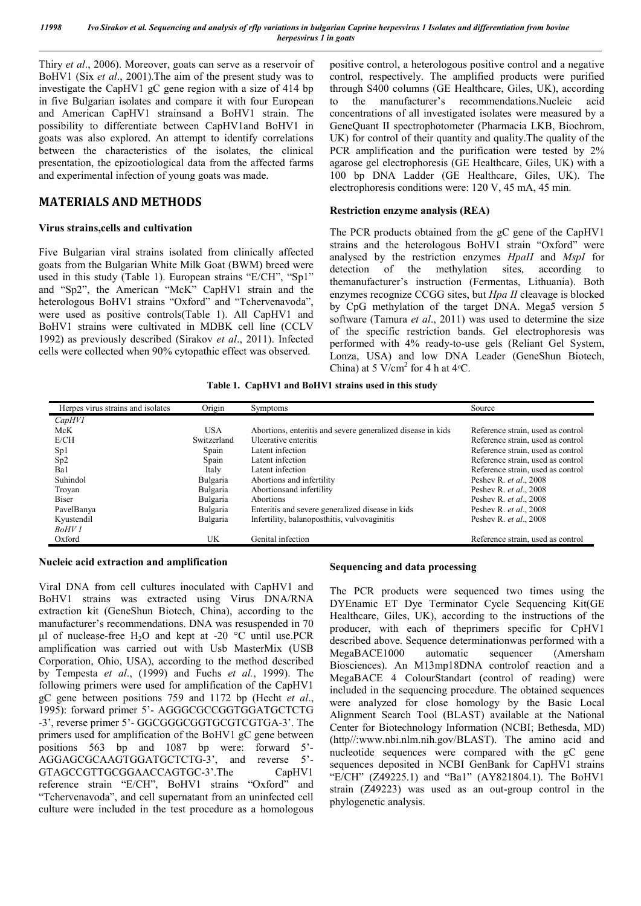Thiry *et al*., 2006). Moreover, goats can serve as a reservoir of BoHV1 (Six *et al*., 2001).The aim of the present study was to investigate the CapHV1 gC gene region with a size of 414 bp in five Bulgarian isolates and compare it with four European and American CapHV1 strainsand a BoHV1 strain. The possibility to differentiate between CapHV1and BoHV1 in goats was also explored. An attempt to identify correlations between the characteristics of the isolates, the clinical presentation, the epizootiological data from the affected farms and experimental infection of young goats was made.

## MATERIALS AND METHODS

### Virus strains,cells and cultivation

Five Bulgarian viral strains isolated from clinically affected goats from the Bulgarian White Milk Goat (BWM) breed were used in this study (Table 1). European strains "E/CH", "Sp1" and "Sp2", the American "McK" CapHV1 strain and the heterologous BoHV1 strains "Oxford" and "Tchervenavoda", were used as positive controls(Table 1). All CapHV1 and BoHV1 strains were cultivated in MDBK cell line (CCLV 1992) as previously described (Sirakov *et al*., 2011). Infected cells were collected when 90% cytopathic effect was observed.

**Table 1. CapHV1 and BoHV1 strains used in this study**

| Herpes virus strains and isolates | Origin | Symptoms | Source |
|---|---|---|---|
| *CapHV1* | | | |
| McK | USA | Abortions, enteritis and severe generalized disease in kids | Reference strain, used as control |
| E/CH | Switzerland | Ulcerative enteritis | Reference strain, used as control |
| Sp1 | Spain | Latent infection | Reference strain, used as control |
| Sp2 | Spain | Latent infection | Reference strain, used as control |
| Ba1 | Italy | Latent infection | Reference strain, used as control |
| Suhindol | Bulgaria | Abortions and infertility | Peshev R. *et al*., 2008 |
| Troyan | Bulgaria | Abortionsand infertility | Peshev R. *et al*., 2008 |
| Biser | Bulgaria | Abortions | Peshev R. *et al*., 2008 |
| PavelBanya | Bulgaria | Enteritis and severe generalized disease in kids | Peshev R. *et al*., 2008 |
| Kyustendil | Bulgaria | Infertility, balanoposthitis, vulvovaginitis | Peshev R. *et al*., 2008 |
| *BoHV 1* | | | |
| Oxford | UK | Genital infection | Reference strain, used as control |

### Nucleic acid extraction and amplification

Viral DNA from cell cultures inoculated with CapHV1 and BoHV1 strains was extracted using Virus DNA/RNA extraction kit (GeneShun Biotech, China), according to the manufacturer's recommendations. DNA was resuspended in 70 µl of nuclease-free $H_2O$ and kept at -20 °C until use.PCR amplification was carried out with Usb MasterMix (USB Corporation, Ohio, USA), according to the method described by Tempesta *et al*., (1999) and Fuchs *et al.*, 1999). The following primers were used for amplification of the CapHV1 gC gene between positions 759 and 1172 bp (Hecht *et al*., 1995): forward primer 5'- AGGGCGCCGGTGGATGCTCTG -3', reverse primer 5'- GGCGGGCGGTGCGTCGTGA-3'. The primers used for amplification of the BoHV1 gC gene between positions 563 bp and 1087 bp were: forward 5'- AGGAGCGCAAGTGGATGCTCTG-3', and reverse 5'- GTAGCCGTTGCGGAACCAGTGC-3'.The CapHV1 reference strain "E/CH", BoHV1 strains "Oxford" and "Tchervenavoda", and cell supernatant from an uninfected cell culture were included in the test procedure as a homologous positive control, a heterologous positive control and a negative control, respectively. The amplified products were purified through S400 columns (GE Healthcare, Giles, UK), according to the manufacturer's recommendations.Nucleic acid concentrations of all investigated isolates were measured by a GeneQuant II spectrophotometer (Pharmacia LKB, Biochrom, UK) for control of their quantity and quality.The quality of the PCR amplification and the purification were tested by 2% agarose gel electrophoresis (GE Healthcare, Giles, UK) with a 100 bp DNA Ladder (GE Healthcare, Giles, UK). The electrophoresis conditions were: 120 V, 45 mA, 45 min.

### Restriction enzyme analysis (REA)

The PCR products obtained from the gC gene of the CapHV1 strains and the heterologous BoHV1 strain "Oxford" were analysed by the restriction enzymes *HpaII* and *MspI* for detection of the methylation sites, according to themanufacturer's instruction (Fermentas, Lithuania). Both enzymes recognize CCGG sites, but *Hpa II* cleavage is blocked by CpG methylation of the target DNA. Mega5 version 5 software (Tamura *et al*., 2011) was used to determine the size of the specific restriction bands. Gel electrophoresis was performed with 4% ready-to-use gels (Reliant Gel System, Lonza, USA) and low DNA Leader (GeneShun Biotech, China) at 5 V/cm$^2$ for 4 h at 4°C.

### Sequencing and data processing

The PCR products were sequenced two times using the DYEnamic ET Dye Terminator Cycle Sequencing Kit(GE Healthcare, Giles, UK), according to the instructions of the producer, with each of theprimers specific for CpHV1 described above. Sequence determinationwas performed with a MegaBACE1000 automatic sequencer (Amersham Biosciences). An M13mp18DNA controlof reaction and a MegaBACE 4 ColourStandart (control of reading) were included in the sequencing procedure. The obtained sequences were analyzed for close homology by the Basic Local Alignment Search Tool (BLAST) available at the National Center for Biotechnology Information (NCBI; Bethesda, MD) (http//:www.nbi.nlm.nih.gov/BLAST). The amino acid and nucleotide sequences were compared with the gC gene sequences deposited in NCBI GenBank for CapHV1 strains "E/CH" (Z49225.1) and "Ba1" (AY821804.1). The BoHV1 strain (Z49223) was used as an out-group control in the phylogenetic analysis.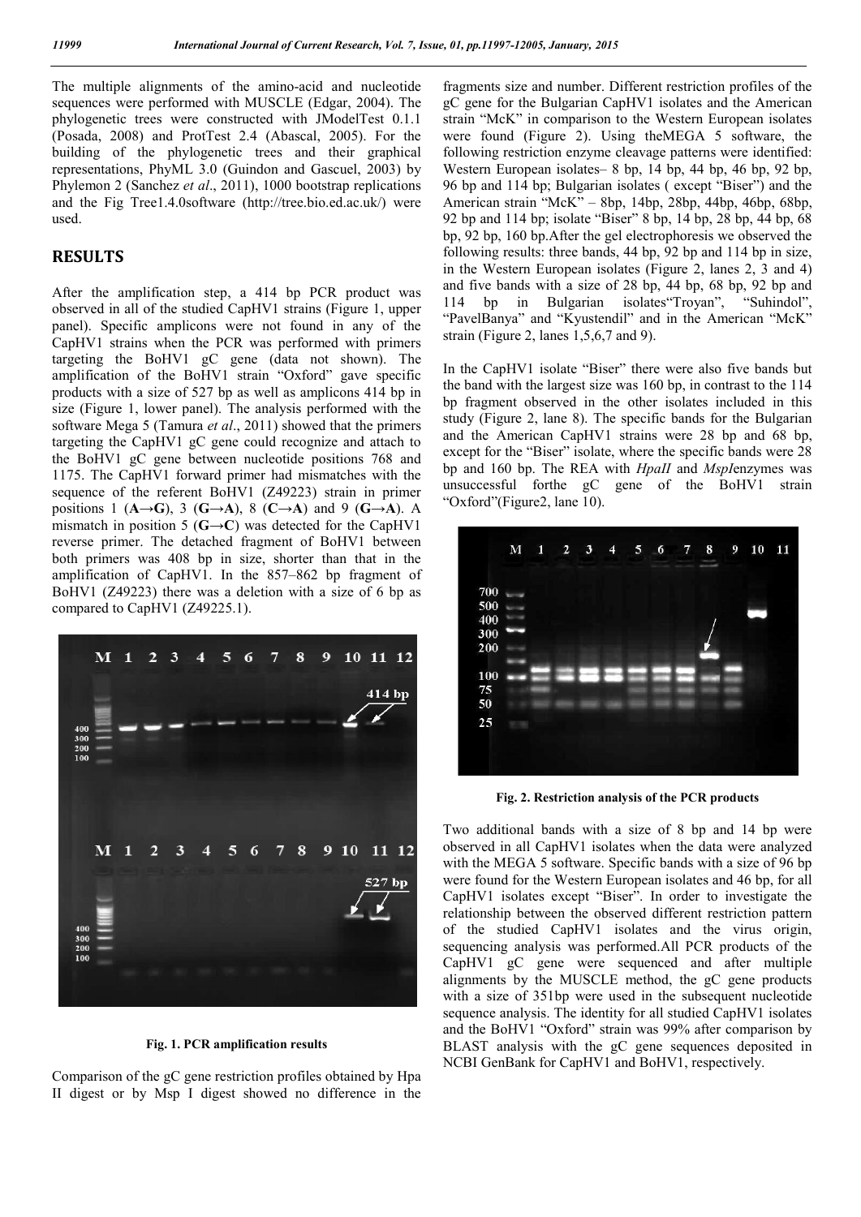The multiple alignments of the amino-acid and nucleotide sequences were performed with MUSCLE (Edgar, 2004). The phylogenetic trees were constructed with JModelTest 0.1.1 (Posada, 2008) and ProtTest 2.4 (Abascal, 2005). For the building of the phylogenetic trees and their graphical representations, PhyML 3.0 (Guindon and Gascuel, 2003) by Phylemon 2 (Sanchez *et al*., 2011), 1000 bootstrap replications and the Fig Tree1.4.0software (http://tree.bio.ed.ac.uk/) were used.

## RESULTS

After the amplification step, a 414 bp PCR product was observed in all of the studied CapHV1 strains (Figure 1, upper panel). Specific amplicons were not found in any of the CapHV1 strains when the PCR was performed with primers targeting the BoHV1 gC gene (data not shown). The amplification of the BoHV1 strain "Oxford" gave specific products with a size of 527 bp as well as amplicons 414 bp in size (Figure 1, lower panel). The analysis performed with the software Mega 5 (Tamura *et al*., 2011) showed that the primers targeting the CapHV1 gC gene could recognize and attach to the BoHV1 gC gene between nucleotide positions 768 and 1175. The CapHV1 forward primer had mismatches with the sequence of the referent BoHV1 (Z49223) strain in primer positions 1 (**A→G**), 3 (**G→A**), 8 (**C→A**) and 9 (**G→A**). A mismatch in position 5 (**G→C**) was detected for the CapHV1 reverse primer. The detached fragment of BoHV1 between both primers was 408 bp in size, shorter than that in the amplification of CapHV1. In the 857–862 bp fragment of BoHV1 (Z49223) there was a deletion with a size of 6 bp as compared to CapHV1 (Z49225.1).

M 1 2 3 4 5 6 7 8 9 10 11 12
414 bp
400
300
200
100
M 1 2 3 4 5 6 7 8 9 10 11 12
527 bp
400
300
200
100

**Fig. 1. PCR amplification results**

Comparison of the gC gene restriction profiles obtained by Hpa II digest or by Msp I digest showed no difference in the fragments size and number. Different restriction profiles of the gC gene for the Bulgarian CapHV1 isolates and the American strain "McK" in comparison to the Western European isolates were found (Figure 2). Using theMEGA 5 software, the following restriction enzyme cleavage patterns were identified: Western European isolates– 8 bp, 14 bp, 44 bp, 46 bp, 92 bp, 96 bp and 114 bp; Bulgarian isolates ( except "Biser") and the American strain "McK" – 8bp, 14bp, 28bp, 44bp, 46bp, 68bp, 92 bp and 114 bp; isolate "Biser" 8 bp, 14 bp, 28 bp, 44 bp, 68 bp, 92 bp, 160 bp.After the gel electrophoresis we observed the following results: three bands, 44 bp, 92 bp and 114 bp in size, in the Western European isolates (Figure 2, lanes 2, 3 and 4) and five bands with a size of 28 bp, 44 bp, 68 bp, 92 bp and 114 bp in Bulgarian isolates"Troyan", "Suhindol", "PavelBanya" and "Kyustendil" and in the American "McK" strain (Figure 2, lanes 1,5,6,7 and 9).

In the CapHV1 isolate "Biser" there were also five bands but the band with the largest size was 160 bp, in contrast to the 114 bp fragment observed in the other isolates included in this study (Figure 2, lane 8). The specific bands for the Bulgarian and the American CapHV1 strains were 28 bp and 68 bp, except for the "Biser" isolate, where the specific bands were 28 bp and 160 bp. The REA with *HpaII* and *MspI*enzymes was unsuccessful forthe gC gene of the BoHV1 strain "Oxford"(Figure2, lane 10).

M 1 2 3 4 5 6 7 8 9 10 11
700
500
400
300
200
100
75
50
25

**Fig. 2. Restriction analysis of the PCR products**

Two additional bands with a size of 8 bp and 14 bp were observed in all CapHV1 isolates when the data were analyzed with the MEGA 5 software. Specific bands with a size of 96 bp were found for the Western European isolates and 46 bp, for all CapHV1 isolates except "Biser". In order to investigate the relationship between the observed different restriction pattern of the studied CapHV1 isolates and the virus origin, sequencing analysis was performed.All PCR products of the CapHV1 gC gene were sequenced and after multiple alignments by the MUSCLE method, the gC gene products with a size of 351bp were used in the subsequent nucleotide sequence analysis. The identity for all studied CapHV1 isolates and the BoHV1 "Oxford" strain was 99% after comparison by BLAST analysis with the gC gene sequences deposited in NCBI GenBank for CapHV1 and BoHV1, respectively.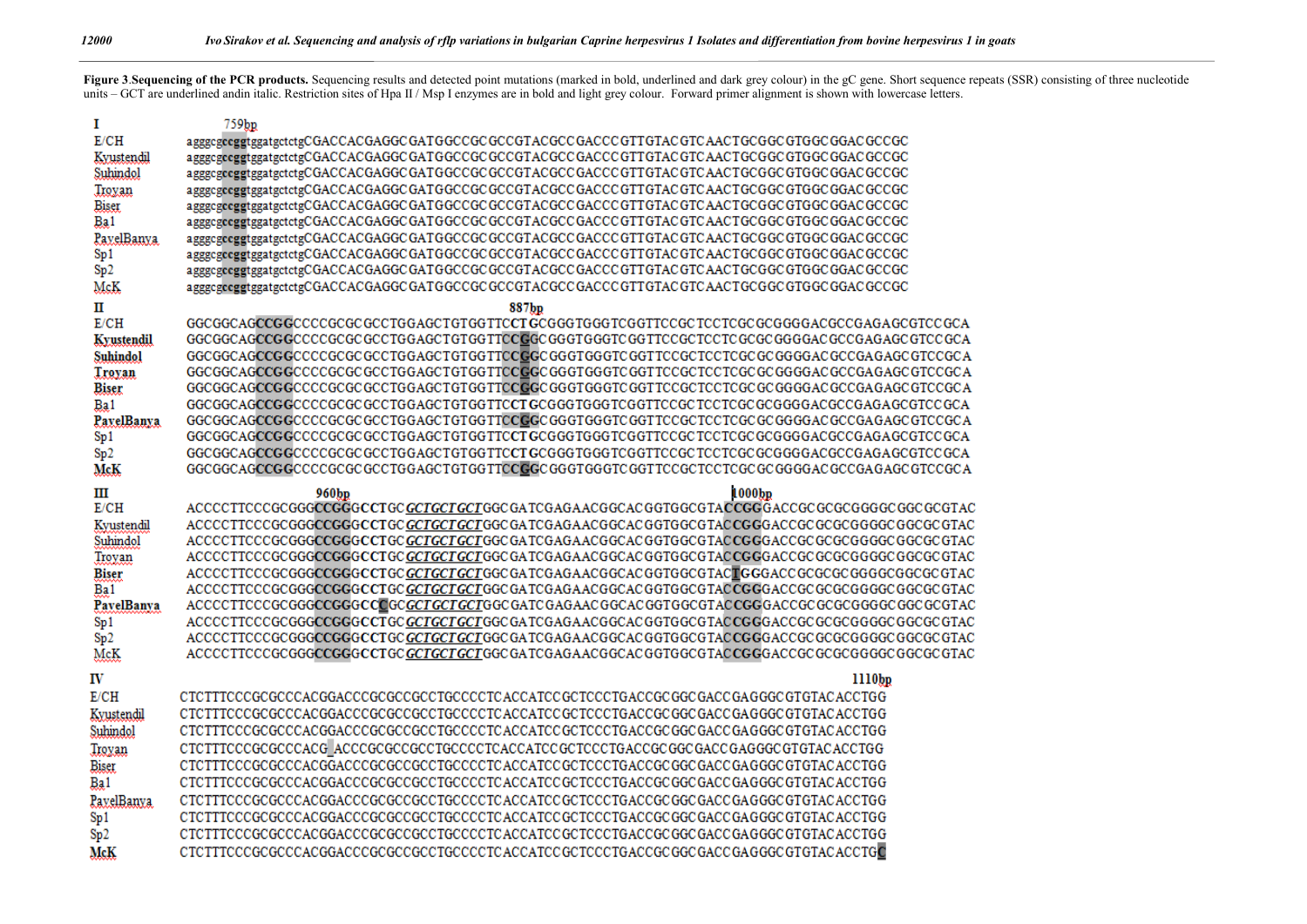**Figure 3**.**Sequencing of the PCR products.** Sequencing results and detected point mutations (marked in bold, underlined and dark grey colour) in the gC gene. Short sequence repeats (SSR) consisting of three nucleotide units – GCT are underlined andin italic. Restriction sites of Hpa II / Msp I enzymes are in bold and light grey colour. Forward primer alignment is shown with lowercase letters.

```
I          759bp
E/CH       agggcgccggtggatgctctgCGACCACGAGGCGATGGCCGCGCCGTACGCCGACCCGTTGTACGTCAACTGCGGCGTGGCGGACGCCGC
Kyustendil agggcgccggtggatgctctgCGACCACGAGGCGATGGCCGCGCCGTACGCCGACCCGTTGTACGTCAACTGCGGCGTGGCGGACGCCGC
Suhindol   agggcgccggtggatgctctgCGACCACGAGGCGATGGCCGCGCCGTACGCCGACCCGTTGTACGTCAACTGCGGCGTGGCGGACGCCGC
Troyan     agggcgccggtggatgctctgCGACCACGAGGCGATGGCCGCGCCGTACGCCGACCCGTTGTACGTCAACTGCGGCGTGGCGGACGCCGC
Biser      agggcgccggtggatgctctgCGACCACGAGGCGATGGCCGCGCCGTACGCCGACCCGTTGTACGTCAACTGCGGCGTGGCGGACGCCGC
Ba1        agggcgccggtggatgctctgCGACCACGAGGCGATGGCCGCGCCGTACGCCGACCCGTTGTACGTCAACTGCGGCGTGGCGGACGCCGC
PavelBanya agggcgccggtggatgctctgCGACCACGAGGCGATGGCCGCGCCGTACGCCGACCCGTTGTACGTCAACTGCGGCGTGGCGGACGCCGC
Sp1        agggcgccggtggatgctctgCGACCACGAGGCGATGGCCGCGCCGTACGCCGACCCGTTGTACGTCAACTGCGGCGTGGCGGACGCCGC
Sp2        agggcgccggtggatgctctgCGACCACGAGGCGATGGCCGCGCCGTACGCCGACCCGTTGTACGTCAACTGCGGCGTGGCGGACGCCGC
McK        agggcgccggtggatgctctgCGACCACGAGGCGATGGCCGCGCCGTACGCCGACCCGTTGTACGTCAACTGCGGCGTGGCGGACGCCGC

II                                                    887bp
E/CH       GGCGGCAGCCGGCCCCGCGCGCCTGGAGCTGTGGTTCCTGCGGGTGGGTCGGTTCCGCTCCTCGCGCGGGGACGCCGAGAGCGTCCGCA
Kyustendil GGCGGCAGCCGGCCCCGCGCGCCTGGAGCTGTGGTTCCGGCGGGTGGGTCGGTTCCGCTCCTCGCGCGGGGACGCCGAGAGCGTCCGCA
Suhindol   GGCGGCAGCCGGCCCCGCGCGCCTGGAGCTGTGGTTCCGGCGGGTGGGTCGGTTCCGCTCCTCGCGCGGGGACGCCGAGAGCGTCCGCA
Troyan     GGCGGCAGCCGGCCCCGCGCGCCTGGAGCTGTGGTTCCGGCGGGTGGGTCGGTTCCGCTCCTCGCGCGGGGACGCCGAGAGCGTCCGCA
Biser      GGCGGCAGCCGGCCCCGCGCGCCTGGAGCTGTGGTTCCGGCGGGTGGGTCGGTTCCGCTCCTCGCGCGGGGACGCCGAGAGCGTCCGCA
Ba1        GGCGGCAGCCGGCCCCGCGCGCCTGGAGCTGTGGTTCCTGCGGGTGGGTCGGTTCCGCTCCTCGCGCGGGGACGCCGAGAGCGTCCGCA
PavelBanya GGCGGCAGCCGGCCCCGCGCGCCTGGAGCTGTGGTTCCGGCGGGTGGGTCGGTTCCGCTCCTCGCGCGGGGACGCCGAGAGCGTCCGCA
Sp1        GGCGGCAGCCGGCCCCGCGCGCCTGGAGCTGTGGTTCCTGCGGGTGGGTCGGTTCCGCTCCTCGCGCGGGGACGCCGAGAGCGTCCGCA
Sp2        GGCGGCAGCCGGCCCCGCGCGCCTGGAGCTGTGGTTCCTGCGGGTGGGTCGGTTCCGCTCCTCGCGCGGGGACGCCGAGAGCGTCCGCA
McK        GGCGGCAGCCGGCCCCGCGCGCCTGGAGCTGTGGTTCCGGCGGGTGGGTCGGTTCCGCTCCTCGCGCGGGGACGCCGAGAGCGTCCGCA

III                       960bp                                          1000bp
E/CH       ACCCCTTCCCGCGGGCCGGGCCTGCGCTGCTGCTGGCGATCGAGAACGGCACGGTGGCGTACCGGGACCGCGCGCGGGGCGGCGCGTAC
Kyustendil ACCCCTTCCCGCGGGCCGGGCCTGCGCTGCTGCTGGCGATCGAGAACGGCACGGTGGCGTACCGGGACCGCGCGCGGGGCGGCGCGTAC
Suhindol   ACCCCTTCCCGCGGGCCGGGCCTGCGCTGCTGCTGGCGATCGAGAACGGCACGGTGGCGTACCGGGACCGCGCGCGGGGCGGCGCGTAC
Troyan     ACCCCTTCCCGCGGGCCGGGCCTGCGCTGCTGCTGGCGATCGAGAACGGCACGGTGGCGTACCGGGACCGCGCGCGGGGCGGCGCGTAC
Biser      ACCCCTTCCCGCGGGCCGGGCCTGCGCTGCTGCTGGCGATCGAGAACGGCACGGTGGCGTACTGGGACCGCGCGCGGGGCGGCGCGTAC
Ba1        ACCCCTTCCCGCGGGCCGGGCCTGCGCTGCTGCTGGCGATCGAGAACGGCACGGTGGCGTACCGGGACCGCGCGCGGGGCGGCGCGTAC
PavelBanya ACCCCTTCCCGCGGGCCGGGCCCGCGCTGCTGCTGGCGATCGAGAACGGCACGGTGGCGTACCGGGACCGCGCGCGGGGCGGCGCGTAC
Sp1        ACCCCTTCCCGCGGGCCGGGCCTGCGCTGCTGCTGGCGATCGAGAACGGCACGGTGGCGTACCGGGACCGCGCGCGGGGCGGCGCGTAC
Sp2        ACCCCTTCCCGCGGGCCGGGCCTGCGCTGCTGCTGGCGATCGAGAACGGCACGGTGGCGTACCGGGACCGCGCGCGGGGCGGCGCGTAC
McK        ACCCCTTCCCGCGGGCCGGGCCTGCGCTGCTGCTGGCGATCGAGAACGGCACGGTGGCGTACCGGGACCGCGCGCGGGGCGGCGCGTAC

IV                                                                                      1110bp
E/CH       CTCTTTCCCGCGCCCACGGACCCGCGCCGCCTGCCCCTCACCATCCGCTCCCTGACCGCGGCGACCGAGGGCGTGTACACCTGG
Kyustendil CTCTTTCCCGCGCCCACGGACCCGCGCCGCCTGCCCCTCACCATCCGCTCCCTGACCGCGGCGACCGAGGGCGTGTACACCTGG
Suhindol   CTCTTTCCCGCGCCCACGGACCCGCGCCGCCTGCCCCTCACCATCCGCTCCCTGACCGCGGCGACCGAGGGCGTGTACACCTGG
Troyan     CTCTTTCCCGCGCCCACG_ACCCGCGCCGCCTGCCCCTCACCATCCGCTCCCTGACCGCGGCGACCGAGGGCGTGTACACCTGG
Biser      CTCTTTCCCGCGCCCACGGACCCGCGCCGCCTGCCCCTCACCATCCGCTCCCTGACCGCGGCGACCGAGGGCGTGTACACCTGG
Ba1        CTCTTTCCCGCGCCCACGGACCCGCGCCGCCTGCCCCTCACCATCCGCTCCCTGACCGCGGCGACCGAGGGCGTGTACACCTGG
PavelBanya CTCTTTCCCGCGCCCACGGACCCGCGCCGCCTGCCCCTCACCATCCGCTCCCTGACCGCGGCGACCGAGGGCGTGTACACCTGG
Sp1        CTCTTTCCCGCGCCCACGGACCCGCGCCGCCTGCCCCTCACCATCCGCTCCCTGACCGCGGCGACCGAGGGCGTGTACACCTGG
Sp2        CTCTTTCCCGCGCCCACGGACCCGCGCCGCCTGCCCCTCACCATCCGCTCCCTGACCGCGGCGACCGAGGGCGTGTACACCTGG
McK        CTCTTTCCCGCGCCCACGGACCCGCGCCGCCTGCCCCTCACCATCCGCTCCCTGACCGCGGCGACCGAGGGCGTGTACACCTGC
```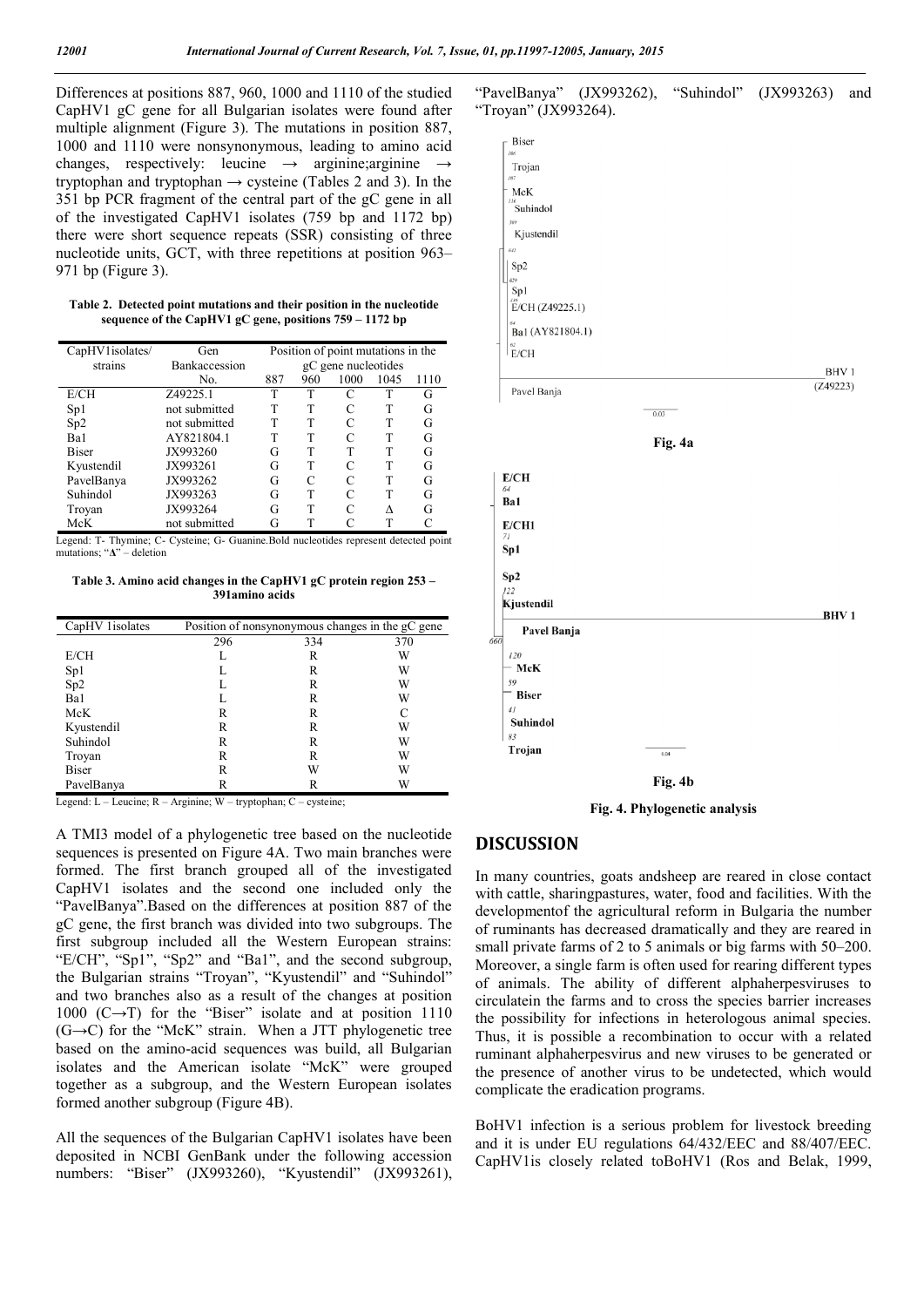Differences at positions 887, 960, 1000 and 1110 of the studied CapHV1 gC gene for all Bulgarian isolates were found after multiple alignment (Figure 3). The mutations in position 887, 1000 and 1110 were nonsynonymous, leading to amino acid changes, respectively: leucine → arginine;arginine → tryptophan and tryptophan → cysteine (Tables 2 and 3). In the 351 bp PCR fragment of the central part of the gC gene in all of the investigated CapHV1 isolates (759 bp and 1172 bp) there were short sequence repeats (SSR) consisting of three nucleotide units, GCT, with three repetitions at position 963–971 bp (Figure 3).

**Table 2. Detected point mutations and their position in the nucleotide sequence of the CapHV1 gC gene, positions 759 – 1172 bp**

| CapHV1isolates/ strains | Gen Bankaccession No. | Position of point mutations in the gC gene nucleotides | | | | |
|---|---|---|---|---|---|---|
| | | 887 | 960 | 1000 | 1045 | 1110 |
| E/CH | Z49225.1 | T | T | C | T | G |
| Sp1 | not submitted | T | T | C | T | G |
| Sp2 | not submitted | T | T | C | T | G |
| Ba1 | AY821804.1 | T | T | C | T | G |
| Biser | JX993260 | G | T | T | T | G |
| Kyustendil | JX993261 | G | T | C | T | G |
| PavelBanya | JX993262 | G | C | C | T | G |
| Suhindol | JX993263 | G | T | C | T | G |
| Troyan | JX993264 | G | T | C | Δ | G |
| McK | not submitted | G | T | C | T | C |

Legend: T- Thymine; C- Cysteine; G- Guanine.Bold nucleotides represent detected point mutations; "Δ" – deletion

**Table 3. Amino acid changes in the CapHV1 gC protein region 253 – 391amino acids**

| CapHV 1isolates | Position of nonsynonymous changes in the gC gene | | |
|---|---|---|---|
| | 296 | 334 | 370 |
| E/CH | L | R | W |
| Sp1 | L | R | W |
| Sp2 | L | R | W |
| Ba1 | L | R | W |
| McK | R | R | C |
| Kyustendil | R | R | W |
| Suhindol | R | R | W |
| Troyan | R | R | W |
| Biser | R | W | W |
| PavelBanya | R | R | W |

Legend: L – Leucine; R – Arginine; W – tryptophan; C – cysteine;

A TMI3 model of a phylogenetic tree based on the nucleotide sequences is presented on Figure 4A. Two main branches were formed. The first branch grouped all of the investigated CapHV1 isolates and the second one included only the "PavelBanya".Based on the differences at position 887 of the gC gene, the first branch was divided into two subgroups. The first subgroup included all the Western European strains: "E/CH", "Sp1", "Sp2" and "Ba1", and the second subgroup, the Bulgarian strains "Troyan", "Kyustendil" and "Suhindol" and two branches also as a result of the changes at position 1000 (C→T) for the "Biser" isolate and at position 1110 (G→C) for the "McK" strain. When a JTT phylogenetic tree based on the amino-acid sequences was build, all Bulgarian isolates and the American isolate "McK" were grouped together as a subgroup, and the Western European isolates formed another subgroup (Figure 4B).

All the sequences of the Bulgarian CapHV1 isolates have been deposited in NCBI GenBank under the following accession numbers: "Biser" (JX993260), "Kyustendil" (JX993261), "PavelBanya" (JX993262), "Suhindol" (JX993263) and "Troyan" (JX993264).

Fig. 4a

Fig. 4b

Fig. 4. Phylogenetic analysis

## DISCUSSION

In many countries, goats andsheep are reared in close contact with cattle, sharingpastures, water, food and facilities. With the developmentof the agricultural reform in Bulgaria the number of ruminants has decreased dramatically and they are reared in small private farms of 2 to 5 animals or big farms with 50–200. Moreover, a single farm is often used for rearing different types of animals. The ability of different alphaherpesviruses to circulatein the farms and to cross the species barrier increases the possibility for infections in heterologous animal species. Thus, it is possible a recombination to occur with a related ruminant alphaherpesvirus and new viruses to be generated or the presence of another virus to be undetected, which would complicate the eradication programs.

BoHV1 infection is a serious problem for livestock breeding and it is under EU regulations 64/432/EEC and 88/407/EEC. CapHV1is closely related toBoHV1 (Ros and Belak, 1999,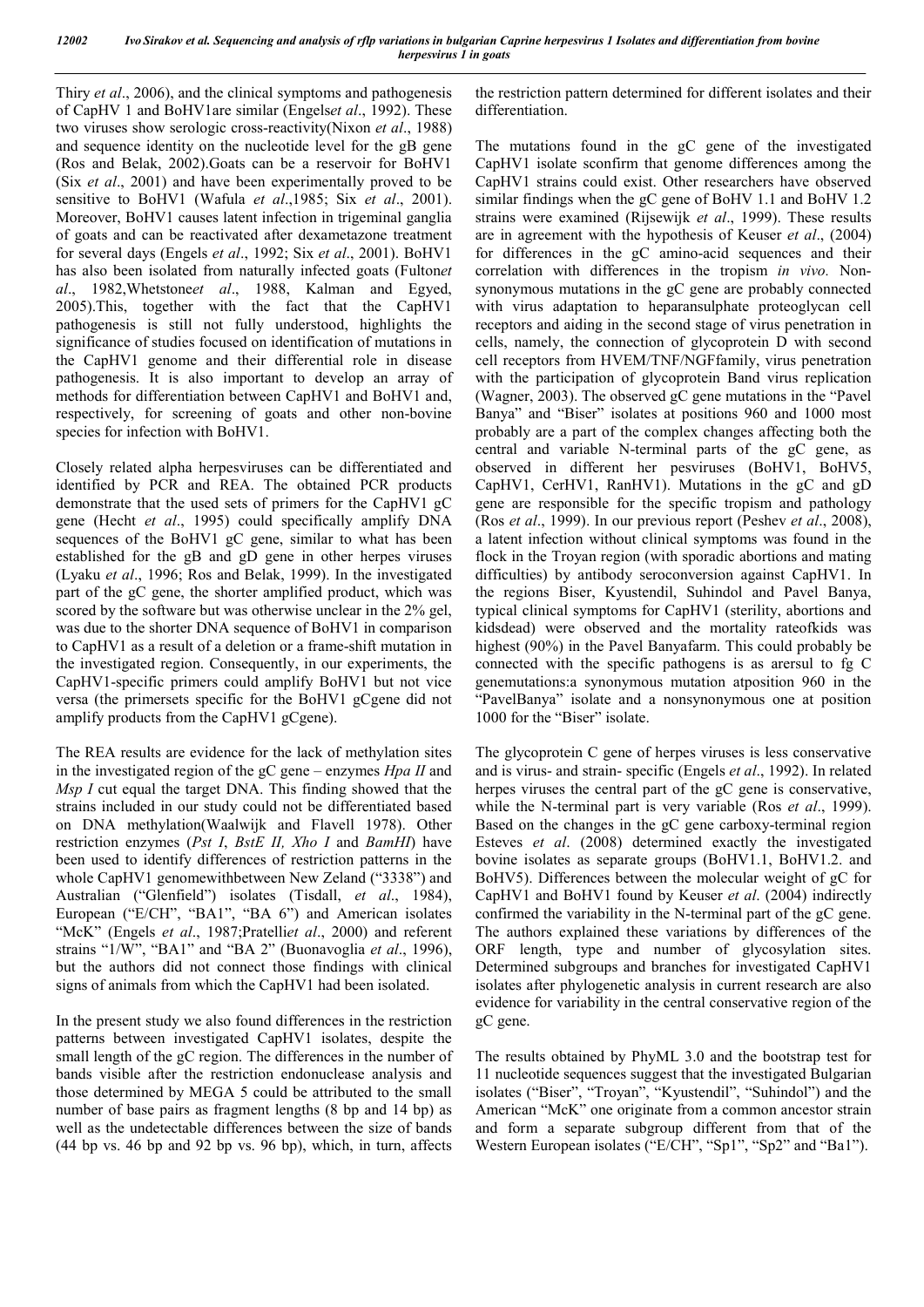Thiry *et al*., 2006), and the clinical symptoms and pathogenesis of CapHV 1 and BoHV1are similar (Engels*et al*., 1992). These two viruses show serologic cross-reactivity(Nixon *et al*., 1988) and sequence identity on the nucleotide level for the gB gene (Ros and Belak, 2002).Goats can be a reservoir for BoHV1 (Six *et al*., 2001) and have been experimentally proved to be sensitive to BoHV1 (Wafula *et al*.,1985; Six *et al*., 2001). Moreover, BoHV1 causes latent infection in trigeminal ganglia of goats and can be reactivated after dexametazone treatment for several days (Engels *et al*., 1992; Six *et al*., 2001). BoHV1 has also been isolated from naturally infected goats (Fulton*et al*., 1982,Whetstone*et al*., 1988, Kalman and Egyed, 2005).This, together with the fact that the CapHV1 pathogenesis is still not fully understood, highlights the significance of studies focused on identification of mutations in the CapHV1 genome and their differential role in disease pathogenesis. It is also important to develop an array of methods for differentiation between CapHV1 and BoHV1 and, respectively, for screening of goats and other non-bovine species for infection with BoHV1.

Closely related alpha herpesviruses can be differentiated and identified by PCR and REA. The obtained PCR products demonstrate that the used sets of primers for the CapHV1 gC gene (Hecht *et al*., 1995) could specifically amplify DNA sequences of the BoHV1 gC gene, similar to what has been established for the gB and gD gene in other herpes viruses (Lyaku *et al*., 1996; Ros and Belak, 1999). In the investigated part of the gC gene, the shorter amplified product, which was scored by the software but was otherwise unclear in the 2% gel, was due to the shorter DNA sequence of BoHV1 in comparison to CapHV1 as a result of a deletion or a frame-shift mutation in the investigated region. Consequently, in our experiments, the CapHV1-specific primers could amplify BoHV1 but not vice versa (the primersets specific for the BoHV1 gCgene did not amplify products from the CapHV1 gCgene).

The REA results are evidence for the lack of methylation sites in the investigated region of the gC gene – enzymes *Hpa II* and *Msp I* cut equal the target DNA. This finding showed that the strains included in our study could not be differentiated based on DNA methylation(Waalwijk and Flavell 1978). Other restriction enzymes (*Pst I*, *BstE II, Xho I* and *BamHI*) have been used to identify differences of restriction patterns in the whole CapHV1 genomewithbetween New Zeland ("3338") and Australian ("Glenfield") isolates (Tisdall, *et al*., 1984), European ("E/CH", "BA1", "BA 6") and American isolates "McK" (Engels *et al*., 1987;Pratelli*et al*., 2000) and referent strains "1/W", "BA1" and "BA 2" (Buonavoglia *et al*., 1996), but the authors did not connect those findings with clinical signs of animals from which the CapHV1 had been isolated.

In the present study we also found differences in the restriction patterns between investigated CapHV1 isolates, despite the small length of the gC region. The differences in the number of bands visible after the restriction endonuclease analysis and those determined by MEGA 5 could be attributed to the small number of base pairs as fragment lengths (8 bp and 14 bp) as well as the undetectable differences between the size of bands (44 bp vs. 46 bp and 92 bp vs. 96 bp), which, in turn, affects the restriction pattern determined for different isolates and their differentiation.

The mutations found in the gC gene of the investigated CapHV1 isolate sconfirm that genome differences among the CapHV1 strains could exist. Other researchers have observed similar findings when the gC gene of BoHV 1.1 and BoHV 1.2 strains were examined (Rijsewijk *et al*., 1999). These results are in agreement with the hypothesis of Keuser *et al*., (2004) for differences in the gC amino-acid sequences and their correlation with differences in the tropism *in vivo.* Non-synonymous mutations in the gC gene are probably connected with virus adaptation to heparansulphate proteoglycan cell receptors and aiding in the second stage of virus penetration in cells, namely, the connection of glycoprotein D with second cell receptors from HVEM/TNF/NGFfamily, virus penetration with the participation of glycoprotein Band virus replication (Wagner, 2003). The observed gC gene mutations in the "Pavel Banya" and "Biser" isolates at positions 960 and 1000 most probably are a part of the complex changes affecting both the central and variable N-terminal parts of the gC gene, as observed in different her pesviruses (BoHV1, BoHV5, CapHV1, CerHV1, RanHV1). Mutations in the gC and gD gene are responsible for the specific tropism and pathology (Ros *et al*., 1999). In our previous report (Peshev *et al*., 2008), a latent infection without clinical symptoms was found in the flock in the Troyan region (with sporadic abortions and mating difficulties) by antibody seroconversion against CapHV1. In the regions Biser, Kyustendil, Suhindol and Pavel Banya, typical clinical symptoms for CapHV1 (sterility, abortions and kidsdead) were observed and the mortality rateofkids was highest (90%) in the Pavel Banyafarm. This could probably be connected with the specific pathogens is as arersul to fg C genemutations:a synonymous mutation atposition 960 in the "PavelBanya" isolate and a nonsynonymous one at position 1000 for the "Biser" isolate.

The glycoprotein C gene of herpes viruses is less conservative and is virus- and strain- specific (Engels *et al*., 1992). In related herpes viruses the central part of the gC gene is conservative, while the N-terminal part is very variable (Ros *et al*., 1999). Based on the changes in the gC gene carboxy-terminal region Esteves *et al*. (2008) determined exactly the investigated bovine isolates as separate groups (BoHV1.1, BoHV1.2. and BoHV5). Differences between the molecular weight of gC for CapHV1 and BoHV1 found by Keuser *et al*. (2004) indirectly confirmed the variability in the N-terminal part of the gC gene. The authors explained these variations by differences of the ORF length, type and number of glycosylation sites. Determined subgroups and branches for investigated CapHV1 isolates after phylogenetic analysis in current research are also evidence for variability in the central conservative region of the gC gene.

The results obtained by PhyML 3.0 and the bootstrap test for 11 nucleotide sequences suggest that the investigated Bulgarian isolates ("Biser", "Troyan", "Kyustendil", "Suhindol") and the American "McK" one originate from a common ancestor strain and form a separate subgroup different from that of the Western European isolates ("E/CH", "Sp1", "Sp2" and "Ba1").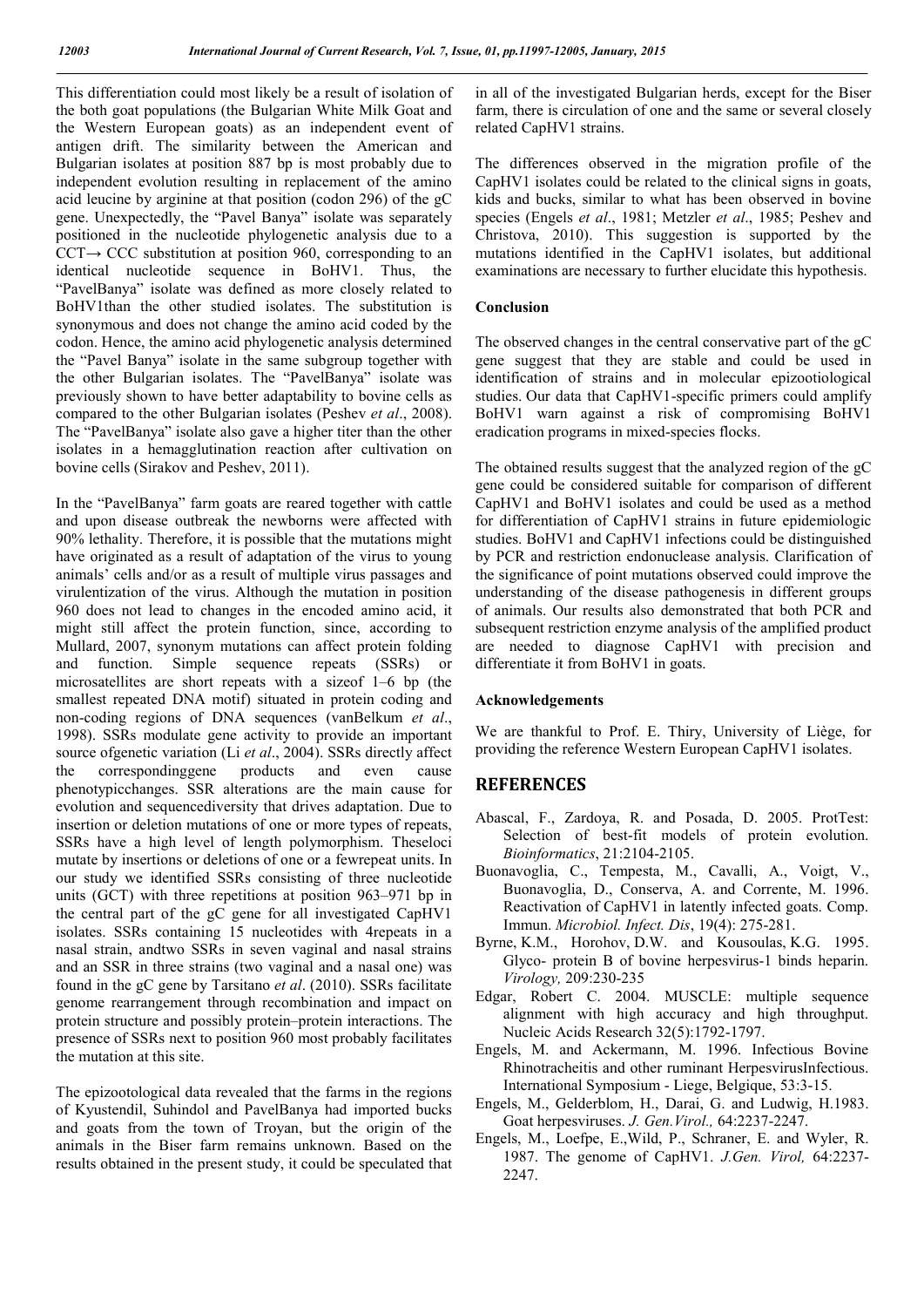This differentiation could most likely be a result of isolation of the both goat populations (the Bulgarian White Milk Goat and the Western European goats) as an independent event of antigen drift. The similarity between the American and Bulgarian isolates at position 887 bp is most probably due to independent evolution resulting in replacement of the amino acid leucine by arginine at that position (codon 296) of the gC gene. Unexpectedly, the "Pavel Banya" isolate was separately positioned in the nucleotide phylogenetic analysis due to a CCT→ CCC substitution at position 960, corresponding to an identical nucleotide sequence in BoHV1. Thus, the "PavelBanya" isolate was defined as more closely related to BoHV1than the other studied isolates. The substitution is synonymous and does not change the amino acid coded by the codon. Hence, the amino acid phylogenetic analysis determined the "Pavel Banya" isolate in the same subgroup together with the other Bulgarian isolates. The "PavelBanya" isolate was previously shown to have better adaptability to bovine cells as compared to the other Bulgarian isolates (Peshev *et al*., 2008). The "PavelBanya" isolate also gave a higher titer than the other isolates in a hemagglutination reaction after cultivation on bovine cells (Sirakov and Peshev, 2011).

In the "PavelBanya" farm goats are reared together with cattle and upon disease outbreak the newborns were affected with 90% lethality. Therefore, it is possible that the mutations might have originated as a result of adaptation of the virus to young animals' cells and/or as a result of multiple virus passages and virulentization of the virus. Although the mutation in position 960 does not lead to changes in the encoded amino acid, it might still affect the protein function, since, according to Mullard, 2007, synonym mutations can affect protein folding and function. Simple sequence repeats (SSRs) or microsatellites are short repeats with a sizeof 1–6 bp (the smallest repeated DNA motif) situated in protein coding and non-coding regions of DNA sequences (vanBelkum *et al*., 1998). SSRs modulate gene activity to provide an important source ofgenetic variation (Li *et al*., 2004). SSRs directly affect the correspondinggene products and even cause phenotypicchanges. SSR alterations are the main cause for evolution and sequencediversity that drives adaptation. Due to insertion or deletion mutations of one or more types of repeats, SSRs have a high level of length polymorphism. Theseloci mutate by insertions or deletions of one or a fewrepeat units. In our study we identified SSRs consisting of three nucleotide units (GCT) with three repetitions at position 963–971 bp in the central part of the gC gene for all investigated CapHV1 isolates. SSRs containing 15 nucleotides with 4repeats in a nasal strain, andtwo SSRs in seven vaginal and nasal strains and an SSR in three strains (two vaginal and a nasal one) was found in the gC gene by Tarsitano *et al*. (2010). SSRs facilitate genome rearrangement through recombination and impact on protein structure and possibly protein–protein interactions. The presence of SSRs next to position 960 most probably facilitates the mutation at this site.

The epizootological data revealed that the farms in the regions of Kyustendil, Suhindol and PavelBanya had imported bucks and goats from the town of Troyan, but the origin of the animals in the Biser farm remains unknown. Based on the results obtained in the present study, it could be speculated that in all of the investigated Bulgarian herds, except for the Biser farm, there is circulation of one and the same or several closely related CapHV1 strains.

The differences observed in the migration profile of the CapHV1 isolates could be related to the clinical signs in goats, kids and bucks, similar to what has been observed in bovine species (Engels *et al*., 1981; Metzler *et al*., 1985; Peshev and Christova, 2010). This suggestion is supported by the mutations identified in the CapHV1 isolates, but additional examinations are necessary to further elucidate this hypothesis.

## Conclusion

The observed changes in the central conservative part of the gC gene suggest that they are stable and could be used in identification of strains and in molecular epizootiological studies. Our data that CapHV1-specific primers could amplify BoHV1 warn against a risk of compromising BoHV1 eradication programs in mixed-species flocks.

The obtained results suggest that the analyzed region of the gC gene could be considered suitable for comparison of different CapHV1 and BoHV1 isolates and could be used as a method for differentiation of CapHV1 strains in future epidemiologic studies. BoHV1 and CapHV1 infections could be distinguished by PCR and restriction endonuclease analysis. Clarification of the significance of point mutations observed could improve the understanding of the disease pathogenesis in different groups of animals. Our results also demonstrated that both PCR and subsequent restriction enzyme analysis of the amplified product are needed to diagnose CapHV1 with precision and differentiate it from BoHV1 in goats.

## Acknowledgements

We are thankful to Prof. E. Thiry, University of Liège, for providing the reference Western European CapHV1 isolates.

## REFERENCES

Abascal, F., Zardoya, R. and Posada, D. 2005. ProtTest: Selection of best-fit models of protein evolution. *Bioinformatics*, 21:2104-2105.

Buonavoglia, C., Tempesta, M., Cavalli, A., Voigt, V., Buonavoglia, D., Conserva, A. and Corrente, M. 1996. Reactivation of CapHV1 in latently infected goats. Comp. Immun. *Microbiol. Infect. Dis*, 19(4): 275-281.

Byrne, K.M., Horohov, D.W. and Kousoulas, K.G. 1995. Glyco- protein B of bovine herpesvirus-1 binds heparin. *Virology,* 209:230-235

Edgar, Robert C. 2004. MUSCLE: multiple sequence alignment with high accuracy and high throughput. Nucleic Acids Research 32(5):1792-1797.

Engels, M. and Ackermann, M. 1996. Infectious Bovine Rhinotracheitis and other ruminant HerpesvirusInfectious. International Symposium - Liege, Belgique, 53:3-15.

Engels, M., Gelderblom, H., Darai, G. and Ludwig, H.1983. Goat herpesviruses. *J. Gen.Virol.,* 64:2237-2247.

Engels, M., Loefpe, E.,Wild, P., Schraner, E. and Wyler, R. 1987. The genome of CapHV1. *J.Gen. Virol,* 64:2237-2247.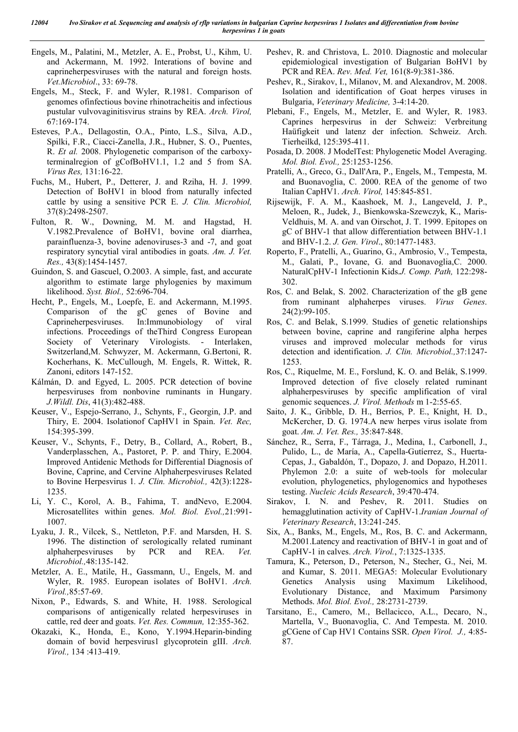Engels, M., Palatini, M., Metzler, A. E., Probst, U., Kihm, U. and Ackermann, M. 1992. Interations of bovine and caprineherpesviruses with the natural and foreign hosts. *Vet.Microbiol*., 33: 69-78.

Engels, M., Steck, F. and Wyler, R.1981. Comparison of genomes ofinfectious bovine rhinotracheitis and infectious pustular vulvovaginitisvirus strains by REA. *Arch. Virol,* 67:169-174.

Esteves, P.A., Dellagostin, O.A., Pinto, L.S., Silva, A.D., Spilki, F.R., Ciacci-Zanella, J.R., Hubner, S. O., Puentes, R. *Et al.* 2008. Phylogenetic comparison of the carboxy-terminalregion of gCofBoHV1.1, 1.2 and 5 from SA. *Virus Res,* 131:16-22.

Fuchs, M., Hubert, P., Detterer, J. and Rziha, H. J. 1999. Detection of BoHV1 in blood from naturally infected cattle by using a sensitive PCR E. *J. Clin. Microbiol,* 37(8):2498-2507.

Fulton, R. W., Downing, M. M. and Hagstad, H. V.1982.Prevalence of BoHV1, bovine oral diarrhea, parainfluenza-3, bovine adenoviruses-3 and -7, and goat respiratory syncytial viral antibodies in goats. *Am. J. Vet. Res.,* 43(8):1454-1457.

Guindon, S. and Gascuel, O.2003. A simple, fast, and accurate algorithm to estimate large phylogenies by maximum likelihood. *Syst. Biol.,* 52:696-704.

Hecht, P., Engels, M., Loepfe, E. and Ackermann, M.1995. Comparison of the gC genes of Bovine and Caprineherpesviruses. In:Immunobiology of viral infections. Proceedings of theThird Congress European Society of Veterinary Virologists. - Interlaken, Switzerland,M. Schwyzer, M. Ackermann, G.Bertoni, R. Kocherhans, K. McCullough, M. Engels, R. Wittek, R. Zanoni, editors 147-152.

Kálmán, D. and Egyed, L. 2005. PCR detection of bovine herpesviruses from nonbovine ruminants in Hungary. *J.Wildl. Dis*, 41(3):482-488.

Keuser, V., Espejo-Serrano, J., Schynts, F., Georgin, J.P. and Thiry, E. 2004. Isolationof CapHV1 in Spain. *Vet. Rec,* 154:395-399.

Keuser, V., Schynts, F., Detry, B., Collard, A., Robert, B., Vanderplasschen, A., Pastoret, P. P. and Thiry, E.2004. Improved Antidenic Methods for Differential Diagnosis of Bovine, Caprine, and Cervine Alphaherpesviruses Related to Bovine Herpesvirus 1. *J. Clin. Microbiol.,* 42(3):1228-1235.

Li, Y. C., Korol, A. B., Fahima, T. andNevo, E.2004. Microsatellites within genes. *Mol. Biol. Evol.,*21:991-1007.

Lyaku, J. R., Vilcek, S., Nettleton, P.F. and Marsden, H. S. 1996. The distinction of serologically related ruminant alphaherpesviruses by PCR and REA. *Vet. Microbiol.,*48:135-142.

Metzler, A. E., Matile, H., Gassmann, U., Engels, M. and Wyler, R. 1985. European isolates of BoHV1. *Arch. Virol.,*85:57-69.

Nixon, P., Edwards, S. and White, H. 1988. Serological comparisons of antigenically related herpesviruses in cattle, red deer and goats. *Vet. Res. Commun,* 12:355-362.

Okazaki, K., Honda, E., Kono, Y.1994.Heparin-binding domain of bovid herpesvirus1 glycoprotein gIII. *Arch. Virol.,* 134 :413-419.

Peshev, R. and Christova, L. 2010. Diagnostic and molecular epidemiological investigation of Bulgarian BoHV1 by PCR and REA. *Rev. Med. Vet,* 161(8-9):381-386.

Peshev, R., Sirakov, I., Milanov, M. and Alexandrov, M. 2008. Isolation and identification of Goat herpes viruses in Bulgaria, *Veterinary Medicine,* 3-4:14-20.

Plebani, F., Engels, M., Metzler, E. and Wyler, R. 1983. Caprines herpesvirus in der Schweiz: Verbreitung Haüfigkeit und latenz der infection. Schweiz. Arch. Tierheilkd, 125:395-411.

Posada, D. 2008. J ModelTest: Phylogenetic Model Averaging. *Mol. Biol. Evol.,* 25:1253-1256.

Pratelli, A., Greco, G., Dall'Ara, P., Engels, M., Tempesta, M. and Buonavoglia, C. 2000. REA of the genome of two Italian CapHV1. *Arch. Virol,* 145:845-851.

Rijsewijk, F. A. M., Kaashoek, M. J., Langeveld, J. P., Meloen, R., Judek, J., Bienkowska-Szewczyk, K., Maris-Veldhuis, M. A. and van Oirschot, J. T. 1999. Epitopes on gC of BHV-1 that allow differentiation between BHV-1.1 and BHV-1.2. *J. Gen. Virol*., 80:1477-1483.

Roperto, F., Pratelli, A., Guarino, G., Ambrosio, V., Tempesta, M., Galati, P., Iovane, G. and Buonavoglia,C. 2000. NaturalCpHV-1 Infectionin Kids.*J. Comp. Path,* 122:298-302.

Ros, C. and Belak, S. 2002. Characterization of the gB gene from ruminant alphaherpes viruses. *Virus Genes*. 24(2):99-105.

Ros, C. and Belak, S.1999. Studies of genetic relationships between bovine, caprine and rangiferine alpha herpes viruses and improved molecular methods for virus detection and identification. *J. Clin. Microbiol.,*37:1247-1253.

Ros, C., Riquelme, M. E., Forslund, K. O. and Belák, S.1999. Improved detection of five closely related ruminant alphaherpesviruses by specific amplification of viral genomic sequences. *J. Virol. Methods* m 1-2:55-65.

Saito, J. K., Gribble, D. H., Berrios, P. E., Knight, H. D., McKercher, D. G. 1974.A new herpes virus isolate from goat. *Am. J. Vet. Res.,* 35:847-848.

Sánchez, R., Serra, F., Tárraga, J., Medina, I., Carbonell, J., Pulido, L., de María, A., Capella-Gutíerrez, S., Huerta-Cepas, J., Gabaldón, T., Dopazo, J. and Dopazo, H.2011. Phylemon 2.0: a suite of web-tools for molecular evolution, phylogenetics, phylogenomics and hypotheses testing. *Nucleic Acids Research*, 39:470-474.

Sirakov, I. N. and Peshev, R. 2011. Studies on hemagglutination activity of CapHV-1.*Iranian Journal of Veterinary Research*, 13:241-245.

Six, A., Banks, M., Engels, M., Ros, B. C. and Ackermann, M.2001.Latency and reactivation of BHV-1 in goat and of CapHV-1 in calves. *Arch. Virol.*, 7:1325-1335.

Tamura, K., Peterson, D., Peterson, N., Stecher, G., Nei, M. and Kumar, S. 2011. MEGA5: Molecular Evolutionary Genetics Analysis using Maximum Likelihood, Evolutionary Distance, and Maximum Parsimony Methods. *Mol. Biol. Evol.,* 28:2731-2739.

Tarsitano, E., Camero, M., Bellacicco, A.L., Decaro, N., Martella, V., Buonavoglia, C. And Tempesta. M. 2010. gCGene of Cap HV1 Contains SSR. *Open Virol. J.,* 4:85-87.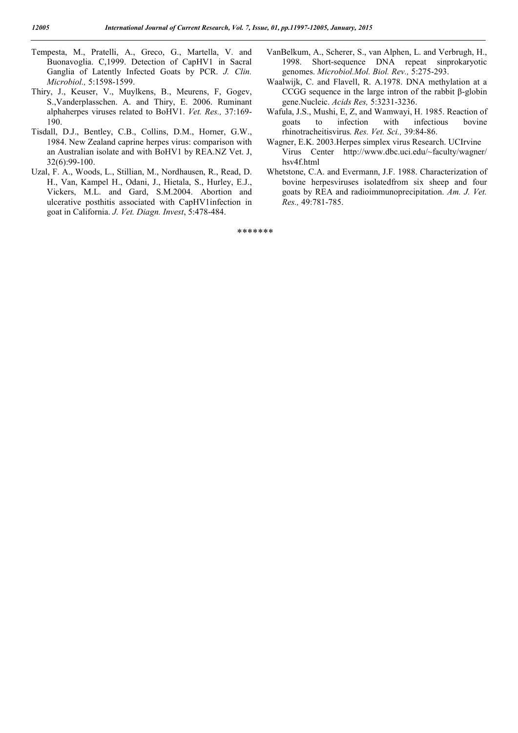Tempesta, M., Pratelli, A., Greco, G., Martella, V. and Buonavoglia. C,1999. Detection of CapHV1 in Sacral Ganglia of Latently Infected Goats by PCR. *J. Clin. Microbiol.,* 5:1598-1599.

Thiry, J., Keuser, V., Muylkens, B., Meurens, F, Gogev, S.,Vanderplasschen. A. and Thiry, E. 2006. Ruminant alphaherpes viruses related to BoHV1. *Vet. Res.,* 37:169-190.

Tisdall, D.J., Bentley, C.B., Collins, D.M., Horner, G.W., 1984. New Zealand caprine herpes virus: comparison with an Australian isolate and with BoHV1 by REA.NZ Vet. J, 32(6):99-100.

Uzal, F. A., Woods, L., Stillian, M., Nordhausen, R., Read, D. H., Van, Kampel H., Odani, J., Hietala, S., Hurley, E.J., Vickers, M.L. and Gard, S.M.2004. Abortion and ulcerative posthitis associated with CapHV1infection in goat in California. *J. Vet. Diagn. Invest*, 5:478-484.

VanBelkum, A., Scherer, S., van Alphen, L. and Verbrugh, H., 1998. Short-sequence DNA repeat sinprokaryotic genomes. *Microbiol.Mol. Biol. Rev.,* 5:275-293.

Waalwijk, C. and Flavell, R. A.1978. DNA methylation at a CCGG sequence in the large intron of the rabbit β-globin gene.Nucleic. *Acids Res,* 5:3231-3236.

Wafula, J.S., Mushi, E, Z, and Wamwayi, H. 1985. Reaction of goats to infection with infectious bovine rhinotracheitisvirus. *Res. Vet. Sci.,* 39:84-86.

Wagner, E.K. 2003.Herpes simplex virus Research. UCIrvine Virus Center http://www.dbc.uci.edu/~faculty/wagner/hsv4f.html

Whetstone, C.A. and Evermann, J.F. 1988. Characterization of bovine herpesviruses isolatedfrom six sheep and four goats by REA and radioimmunoprecipitation. *Am. J. Vet. Res.,* 49:781-785.

*******